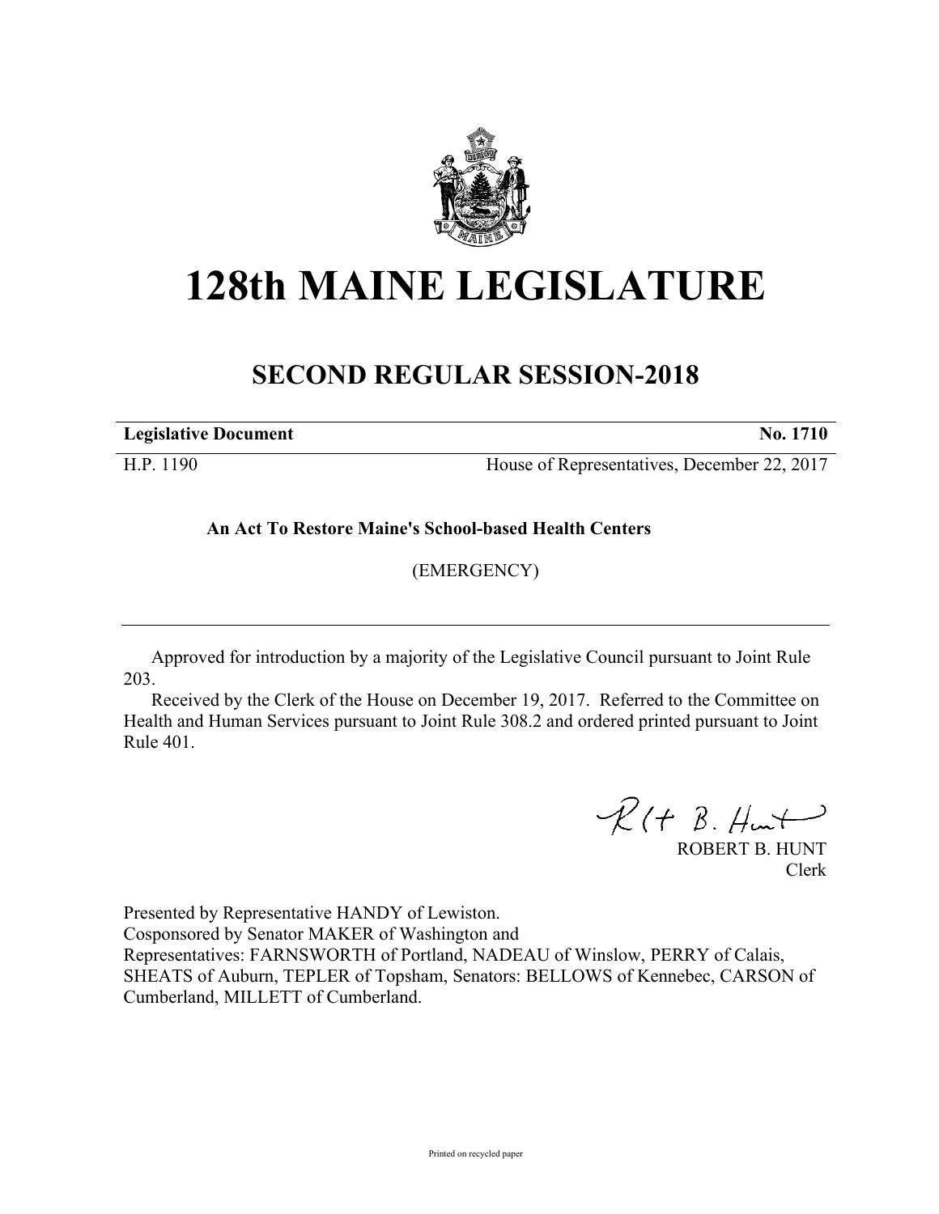# 128th MAINE LEGISLATURE

## SECOND REGULAR SESSION-2018

**Legislative Document** **No. 1710**

H.P. 1190 House of Representatives, December 22, 2017

**An Act To Restore Maine's School-based Health Centers**

(EMERGENCY)

---

Approved for introduction by a majority of the Legislative Council pursuant to Joint Rule 203.

Received by the Clerk of the House on December 19, 2017. Referred to the Committee on Health and Human Services pursuant to Joint Rule 308.2 and ordered printed pursuant to Joint Rule 401.

ROBERT B. HUNT
Clerk

Presented by Representative HANDY of Lewiston.
Cosponsored by Senator MAKER of Washington and
Representatives: FARNSWORTH of Portland, NADEAU of Winslow, PERRY of Calais, SHEATS of Auburn, TEPLER of Topsham, Senators: BELLOWS of Kennebec, CARSON of Cumberland, MILLETT of Cumberland.

Printed on recycled paper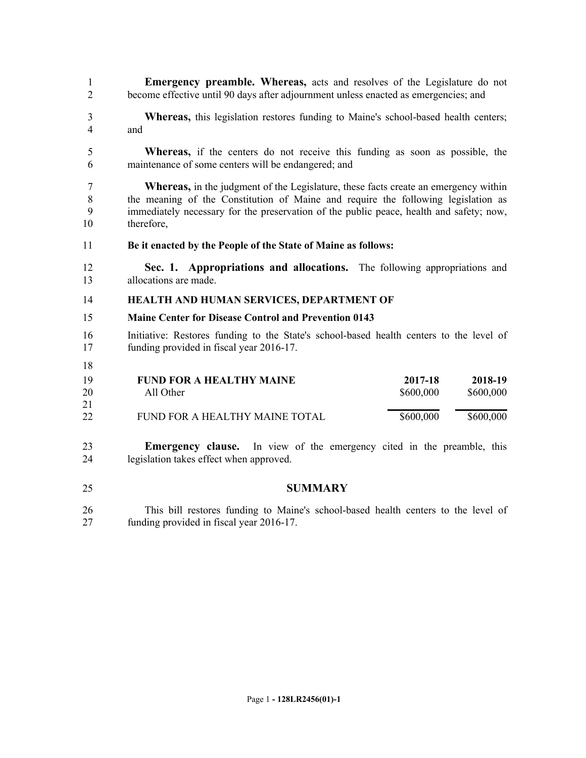**Emergency preamble. Whereas,** acts and resolves of the Legislature do not become effective until 90 days after adjournment unless enacted as emergencies; and

**Whereas,** this legislation restores funding to Maine's school-based health centers; and

**Whereas,** if the centers do not receive this funding as soon as possible, the maintenance of some centers will be endangered; and

**Whereas,** in the judgment of the Legislature, these facts create an emergency within the meaning of the Constitution of Maine and require the following legislation as immediately necessary for the preservation of the public peace, health and safety; now, therefore,

**Be it enacted by the People of the State of Maine as follows:**

**Sec. 1. Appropriations and allocations.** The following appropriations and allocations are made.

**HEALTH AND HUMAN SERVICES, DEPARTMENT OF**

**Maine Center for Disease Control and Prevention 0143**

Initiative: Restores funding to the State's school-based health centers to the level of funding provided in fiscal year 2016-17.

| **FUND FOR A HEALTHY MAINE** | **2017-18** | **2018-19** |
|---|---|---|
| All Other | $600,000 | $600,000 |
| FUND FOR A HEALTHY MAINE TOTAL | $600,000 | $600,000 |

**Emergency clause.** In view of the emergency cited in the preamble, this legislation takes effect when approved.

## SUMMARY

This bill restores funding to Maine's school-based health centers to the level of funding provided in fiscal year 2016-17.